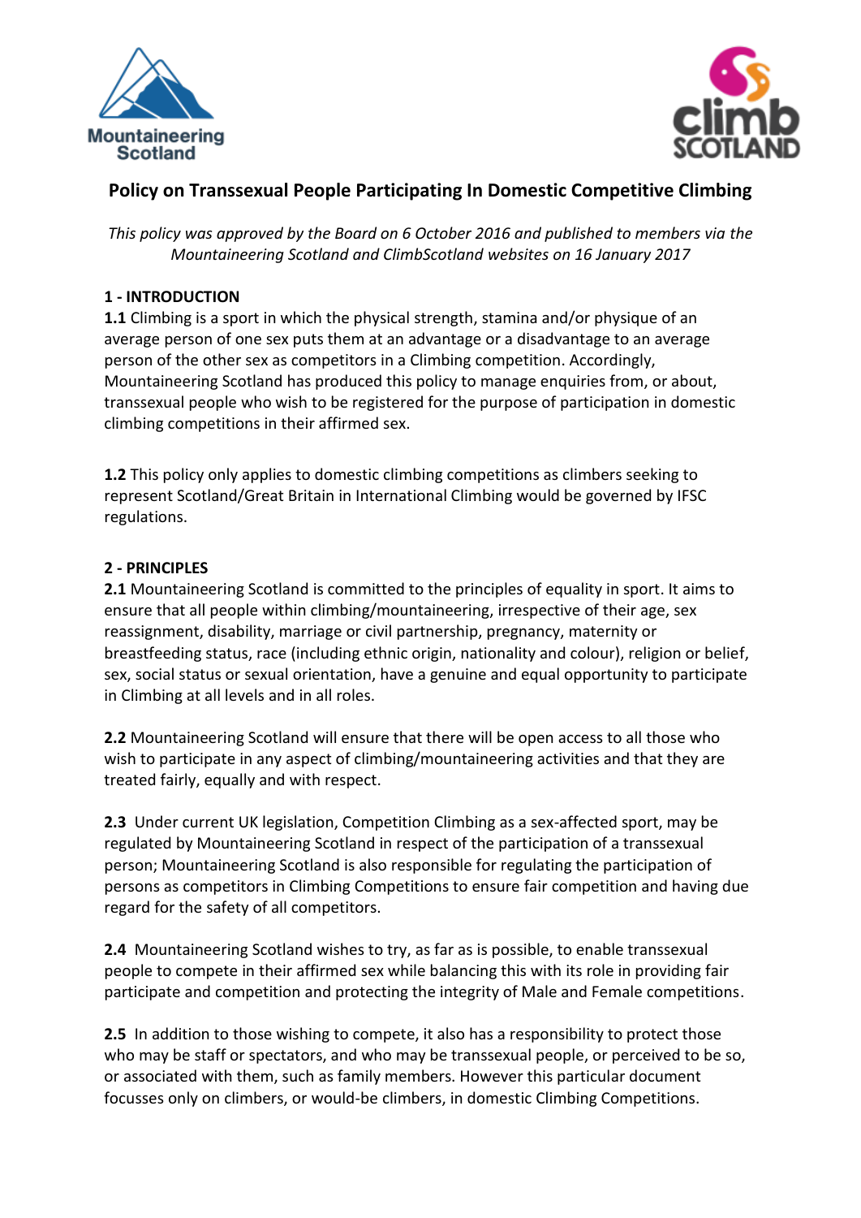# Policy on Transsexual People Participating In Domestic Competitive Climbing

*This policy was approved by the Board on 6 October 2016 and published to members via the Mountaineering Scotland and ClimbScotland websites on 16 January 2017*

## 1 - INTRODUCTION

**1.1** Climbing is a sport in which the physical strength, stamina and/or physique of an average person of one sex puts them at an advantage or a disadvantage to an average person of the other sex as competitors in a Climbing competition. Accordingly, Mountaineering Scotland has produced this policy to manage enquiries from, or about, transsexual people who wish to be registered for the purpose of participation in domestic climbing competitions in their affirmed sex.

**1.2** This policy only applies to domestic climbing competitions as climbers seeking to represent Scotland/Great Britain in International Climbing would be governed by IFSC regulations.

## 2 - PRINCIPLES

**2.1** Mountaineering Scotland is committed to the principles of equality in sport. It aims to ensure that all people within climbing/mountaineering, irrespective of their age, sex reassignment, disability, marriage or civil partnership, pregnancy, maternity or breastfeeding status, race (including ethnic origin, nationality and colour), religion or belief, sex, social status or sexual orientation, have a genuine and equal opportunity to participate in Climbing at all levels and in all roles.

**2.2** Mountaineering Scotland will ensure that there will be open access to all those who wish to participate in any aspect of climbing/mountaineering activities and that they are treated fairly, equally and with respect.

**2.3** Under current UK legislation, Competition Climbing as a sex-affected sport, may be regulated by Mountaineering Scotland in respect of the participation of a transsexual person; Mountaineering Scotland is also responsible for regulating the participation of persons as competitors in Climbing Competitions to ensure fair competition and having due regard for the safety of all competitors.

**2.4** Mountaineering Scotland wishes to try, as far as is possible, to enable transsexual people to compete in their affirmed sex while balancing this with its role in providing fair participate and competition and protecting the integrity of Male and Female competitions.

**2.5** In addition to those wishing to compete, it also has a responsibility to protect those who may be staff or spectators, and who may be transsexual people, or perceived to be so, or associated with them, such as family members. However this particular document focusses only on climbers, or would-be climbers, in domestic Climbing Competitions.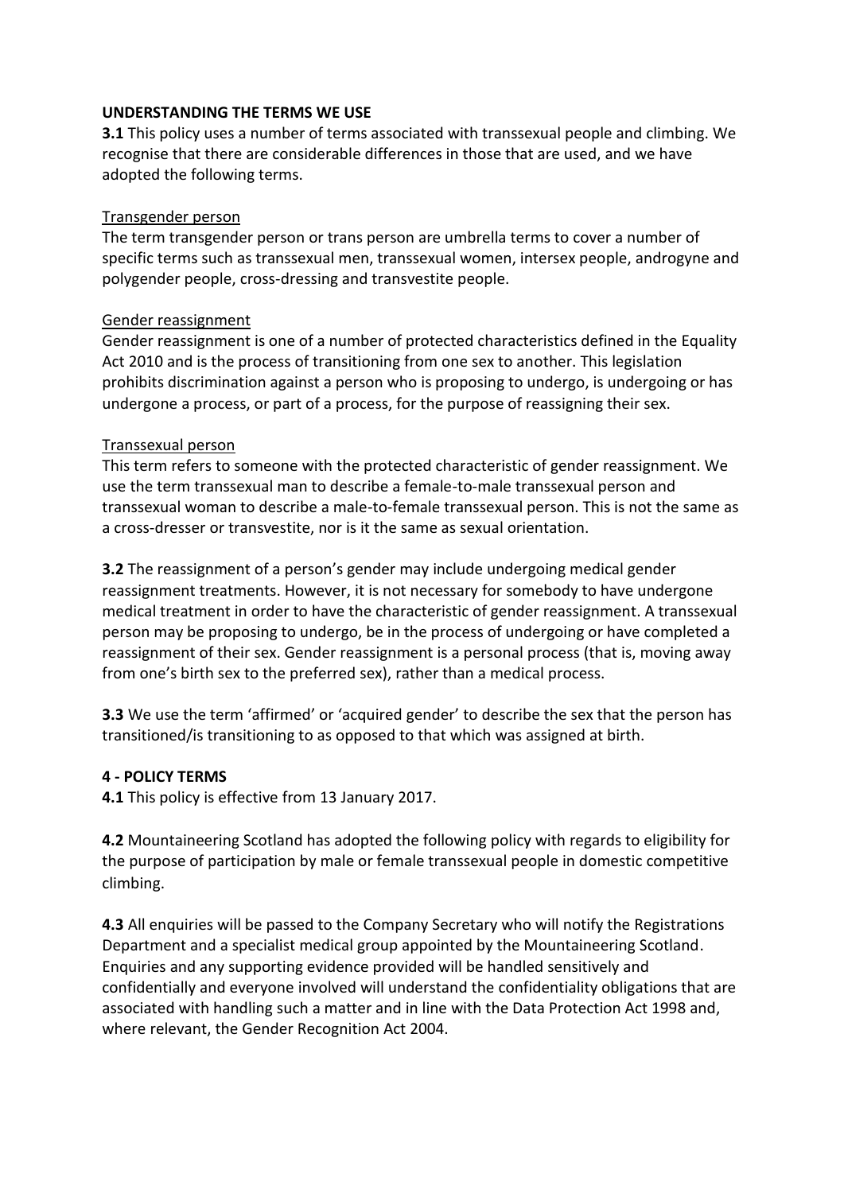## UNDERSTANDING THE TERMS WE USE

**3.1** This policy uses a number of terms associated with transsexual people and climbing. We recognise that there are considerable differences in those that are used, and we have adopted the following terms.

### Transgender person

The term transgender person or trans person are umbrella terms to cover a number of specific terms such as transsexual men, transsexual women, intersex people, androgyne and polygender people, cross-dressing and transvestite people.

### Gender reassignment

Gender reassignment is one of a number of protected characteristics defined in the Equality Act 2010 and is the process of transitioning from one sex to another. This legislation prohibits discrimination against a person who is proposing to undergo, is undergoing or has undergone a process, or part of a process, for the purpose of reassigning their sex.

### Transsexual person

This term refers to someone with the protected characteristic of gender reassignment. We use the term transsexual man to describe a female-to-male transsexual person and transsexual woman to describe a male-to-female transsexual person. This is not the same as a cross-dresser or transvestite, nor is it the same as sexual orientation.

**3.2** The reassignment of a person's gender may include undergoing medical gender reassignment treatments. However, it is not necessary for somebody to have undergone medical treatment in order to have the characteristic of gender reassignment. A transsexual person may be proposing to undergo, be in the process of undergoing or have completed a reassignment of their sex. Gender reassignment is a personal process (that is, moving away from one's birth sex to the preferred sex), rather than a medical process.

**3.3** We use the term 'affirmed' or 'acquired gender' to describe the sex that the person has transitioned/is transitioning to as opposed to that which was assigned at birth.

## 4 - POLICY TERMS

**4.1** This policy is effective from 13 January 2017.

**4.2** Mountaineering Scotland has adopted the following policy with regards to eligibility for the purpose of participation by male or female transsexual people in domestic competitive climbing.

**4.3** All enquiries will be passed to the Company Secretary who will notify the Registrations Department and a specialist medical group appointed by the Mountaineering Scotland. Enquiries and any supporting evidence provided will be handled sensitively and confidentially and everyone involved will understand the confidentiality obligations that are associated with handling such a matter and in line with the Data Protection Act 1998 and, where relevant, the Gender Recognition Act 2004.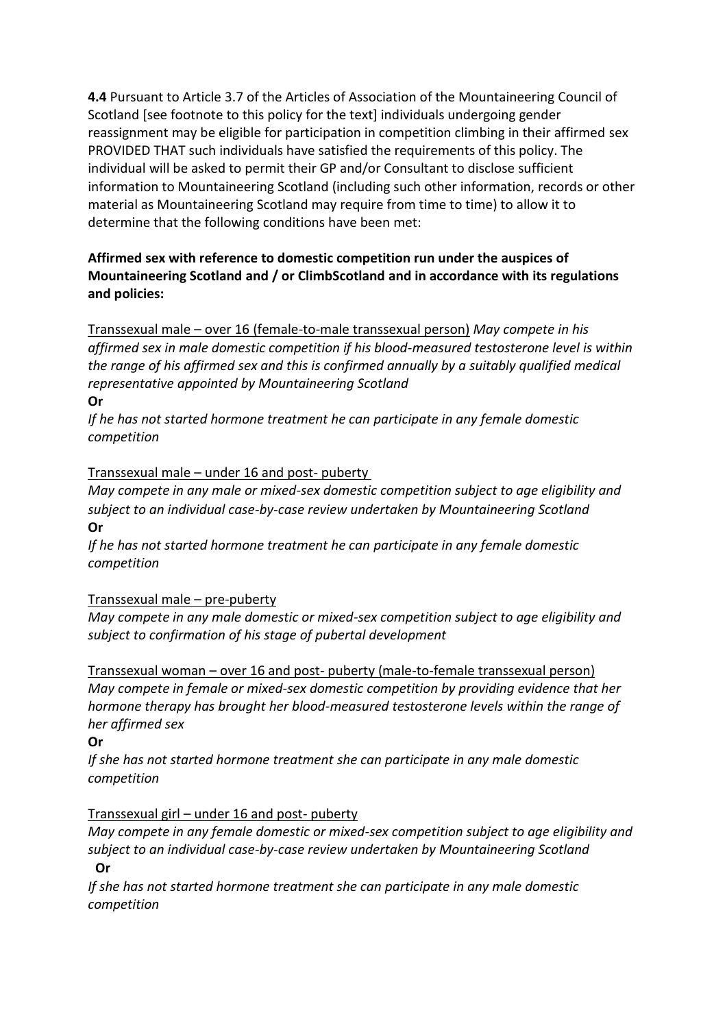**4.4** Pursuant to Article 3.7 of the Articles of Association of the Mountaineering Council of Scotland [see footnote to this policy for the text] individuals undergoing gender reassignment may be eligible for participation in competition climbing in their affirmed sex PROVIDED THAT such individuals have satisfied the requirements of this policy. The individual will be asked to permit their GP and/or Consultant to disclose sufficient information to Mountaineering Scotland (including such other information, records or other material as Mountaineering Scotland may require from time to time) to allow it to determine that the following conditions have been met:

**Affirmed sex with reference to domestic competition run under the auspices of Mountaineering Scotland and / or ClimbScotland and in accordance with its regulations and policies:**

<u>Transsexual male – over 16 (female-to-male transsexual person)</u> *May compete in his affirmed sex in male domestic competition if his blood-measured testosterone level is within the range of his affirmed sex and this is confirmed annually by a suitably qualified medical representative appointed by Mountaineering Scotland*

**Or**

*If he has not started hormone treatment he can participate in any female domestic competition*

<u>Transsexual male – under 16 and post- puberty</u>

*May compete in any male or mixed-sex domestic competition subject to age eligibility and subject to an individual case-by-case review undertaken by Mountaineering Scotland*

**Or**

*If he has not started hormone treatment he can participate in any female domestic competition*

<u>Transsexual male – pre-puberty</u>

*May compete in any male domestic or mixed-sex competition subject to age eligibility and subject to confirmation of his stage of pubertal development*

<u>Transsexual woman – over 16 and post- puberty (male-to-female transsexual person)</u>

*May compete in female or mixed-sex domestic competition by providing evidence that her hormone therapy has brought her blood-measured testosterone levels within the range of her affirmed sex*

**Or**

*If she has not started hormone treatment she can participate in any male domestic competition*

<u>Transsexual girl – under 16 and post- puberty</u>

*May compete in any female domestic or mixed-sex competition subject to age eligibility and subject to an individual case-by-case review undertaken by Mountaineering Scotland*

**Or**

*If she has not started hormone treatment she can participate in any male domestic competition*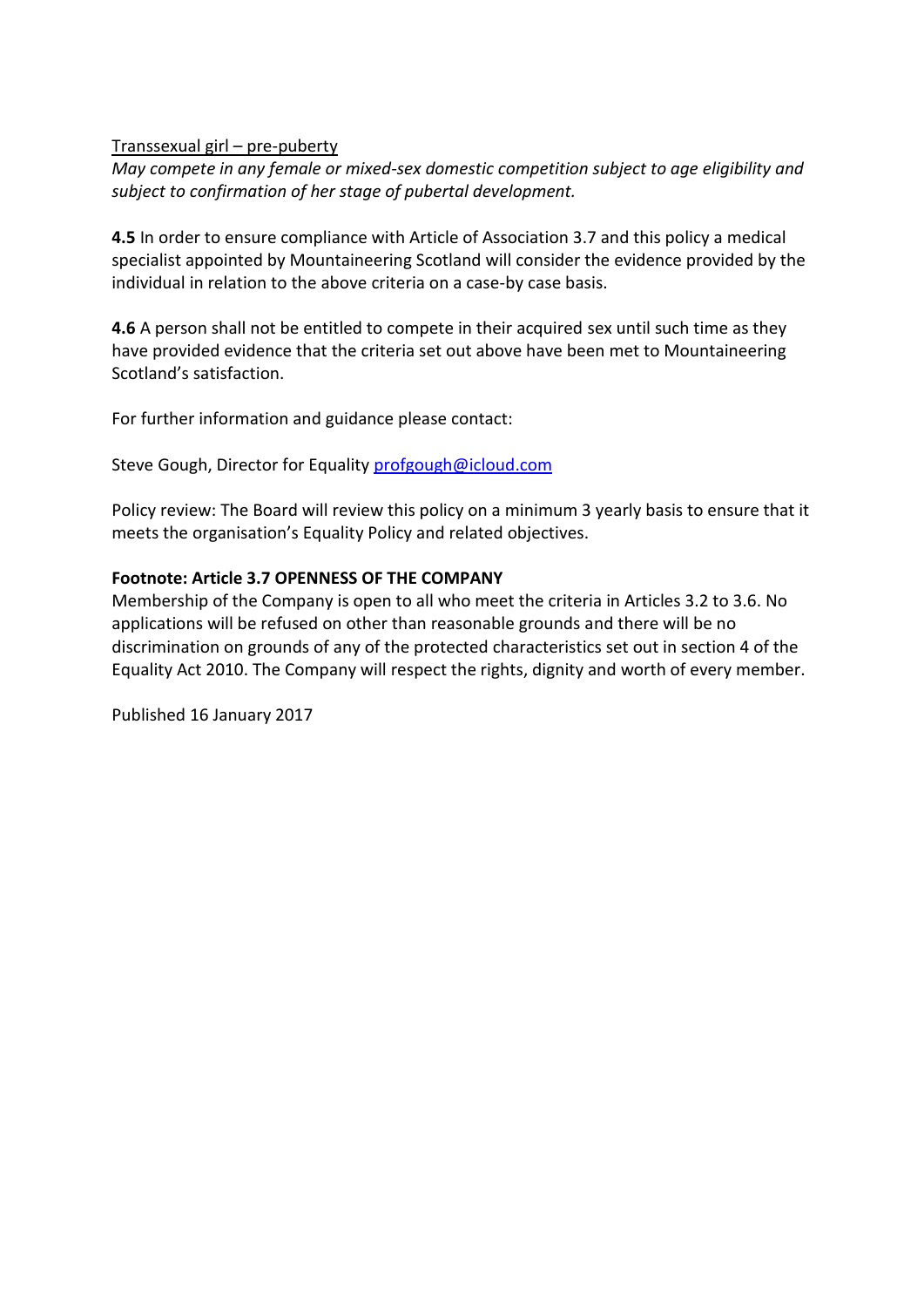<u>Transsexual girl – pre-puberty</u>

*May compete in any female or mixed-sex domestic competition subject to age eligibility and subject to confirmation of her stage of pubertal development.*

**4.5** In order to ensure compliance with Article of Association 3.7 and this policy a medical specialist appointed by Mountaineering Scotland will consider the evidence provided by the individual in relation to the above criteria on a case-by case basis.

**4.6** A person shall not be entitled to compete in their acquired sex until such time as they have provided evidence that the criteria set out above have been met to Mountaineering Scotland's satisfaction.

For further information and guidance please contact:

Steve Gough, Director for Equality [profgough@icloud.com](mailto:profgough@icloud.com)

Policy review: The Board will review this policy on a minimum 3 yearly basis to ensure that it meets the organisation's Equality Policy and related objectives.

**Footnote: Article 3.7 OPENNESS OF THE COMPANY**

Membership of the Company is open to all who meet the criteria in Articles 3.2 to 3.6. No applications will be refused on other than reasonable grounds and there will be no discrimination on grounds of any of the protected characteristics set out in section 4 of the Equality Act 2010. The Company will respect the rights, dignity and worth of every member.

Published 16 January 2017